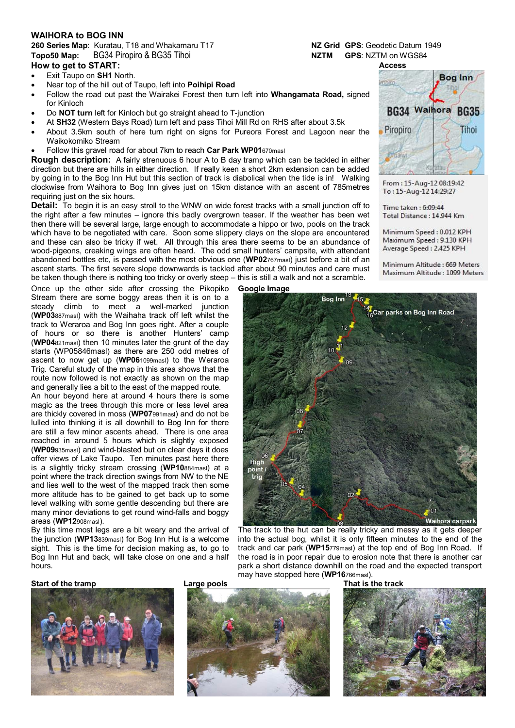## WAIHORA to BOG INN

**260 Series Map**: Kuratau, T18 and Whakamaru T17

**Topo50 Map**: BG34 Piropiro & BG35 Tihoi

**NZ Grid GPS**: Geodetic Datum 1949

**NZTM GPS**: NZTM on WGS84

### How to get to START:

- Exit Taupo on **SH1** North.
- Near top of the hill out of Taupo, left into **Poihipi Road**
- Follow the road out past the Wairakei Forest then turn left into **Whangamata Road,** signed for Kinloch
- Do **NOT turn** left for Kinloch but go straight ahead to T-junction
- At **SH32** (Western Bays Road) turn left and pass Tihoi Mill Rd on RHS after about 3.5k
- About 3.5km south of here turn right on signs for Pureora Forest and Lagoon near the Waikokomiko Stream
- Follow this gravel road for about 7km to reach **Car Park WP01**670masl

**Rough description:** A fairly strenuous 6 hour A to B day tramp which can be tackled in either direction but there are hills in either direction. If really keen a short 2km extension can be added by going in to the Bog Inn Hut but this section of track is diabolical when the tide is in! Walking clockwise from Waihora to Bog Inn gives just on 15km distance with an ascent of 785metres requiring just on the six hours.

**Detail:** To begin it is an easy stroll to the WNW on wide forest tracks with a small junction off to the right after a few minutes – ignore this badly overgrown teaser. If the weather has been wet then there will be several large, large enough to accommodate a hippo or two, pools on the track which have to be negotiated with care. Soon some slippery clays on the slope are encountered and these can also be tricky if wet. All through this area there seems to be an abundance of wood-pigeons, creaking wings are often heard. The odd small hunters' campsite, with attendant abandoned bottles etc, is passed with the most obvious one (**WP02**767masl) just before a bit of an ascent starts. The first severe slope downwards is tackled after about 90 minutes and care must be taken though there is nothing too tricky or overly steep – this is still a walk and not a scramble.

Once up the other side after crossing the Pikopiko Stream there are some boggy areas then it is on to a steady climb to meet a well-marked junction (**WP03**887masl) with the Waihaha track off left whilst the track to Weraroa and Bog Inn goes right. After a couple of hours or so there is another Hunters' camp (**WP04**821masl) then 10 minutes later the grunt of the day starts (WP05846masl) as there are 250 odd metres of ascent to now get up (**WP06**1099masl) to the Weraroa Trig. Careful study of the map in this area shows that the route now followed is not exactly as shown on the map and generally lies a bit to the east of the mapped route.

An hour beyond here at around 4 hours there is some magic as the trees through this more or less level area are thickly covered in moss (**WP07**991masl) and do not be lulled into thinking it is all downhill to Bog Inn for there are still a few minor ascents ahead. There is one area reached in around 5 hours which is slightly exposed (**WP09**935masl) and wind-blasted but on clear days it does offer views of Lake Taupo. Ten minutes past here there is a slightly tricky stream crossing (**WP10**884masl) at a point where the track direction swings from NW to the NE and lies well to the west of the mapped track then some more altitude has to be gained to get back up to some level walking with some gentle descending but there are many minor deviations to get round wind-falls and boggy areas (**WP12**908masl).

By this time most legs are a bit weary and the arrival of the junction (**WP13**839masl) for Bog Inn Hut is a welcome sight. This is the time for decision making as, to go to Bog Inn Hut and back, will take close on one and a half hours.

The track to the hut can be really tricky and messy as it gets deeper into the actual bog, whilst it is only fifteen minutes to the end of the track and car park (**WP15**779masl) at the top end of Bog Inn Road. If the road is in poor repair due to erosion note that there is another car park a short distance downhill on the road and the expected transport may have stopped here (**WP16**766masl).

**Access**

From : 15-Aug-12 08:19:42
To : 15-Aug-12 14:29:27

Time taken : 6:09:44
Total Distance : 14.944 Km

Minimum Speed : 0.012 KPH
Maximum Speed : 9.130 KPH
Average Speed : 2.425 KPH

Minimum Altitude : 669 Meters
Maximum Altitude : 1099 Meters

**Google Image**

**Start of the tramp**

**Large pools**

**That is the track**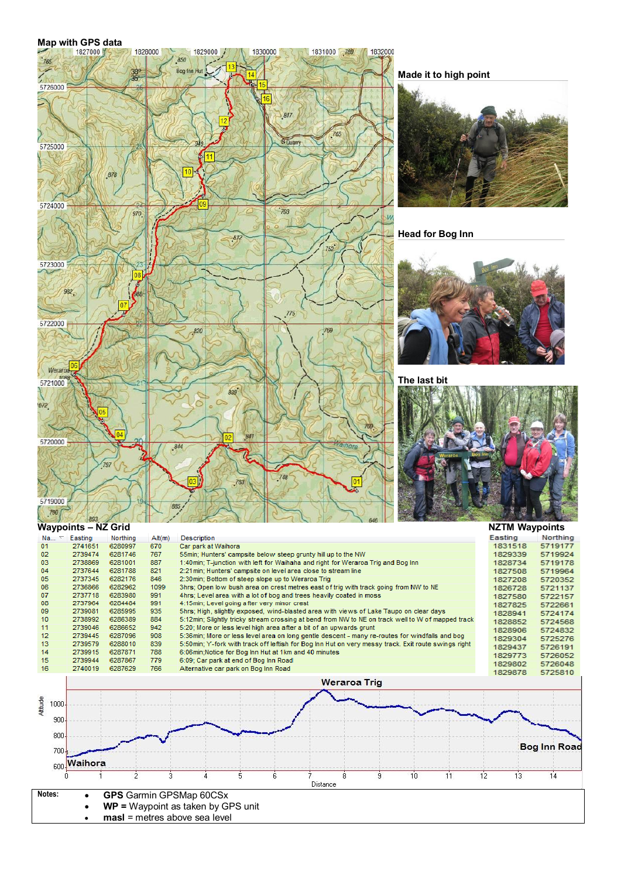## Map with GPS data

## Made it to high point

## Head for Bog Inn

## The last bit

## Waypoints – NZ Grid

| Na... | Easting | Northing | Alt(m) | Description |
|---|---|---|---|---|
| 01 | 2741651 | 6280997 | 670 | Car park at Waihora |
| 02 | 2739474 | 6281746 | 767 | 55min; Hunters' campsite below steep grunty hill up to the NW |
| 03 | 2738869 | 6281001 | 887 | 1:40min; T-junction with left for Waihaha and right for Weraroa Trig and Bog Inn |
| 04 | 2737644 | 6281788 | 821 | 2:21min; Hunters' campsite on level area close to stream line |
| 05 | 2737345 | 6282176 | 846 | 2:30min; Bottom of steep slope up to Weraroa Trig |
| 06 | 2736866 | 6282962 | 1099 | 3hrs; Open low bush area on crest metres east of trig with track going from NW to NE |
| 07 | 2737718 | 6283980 | 991 | 4hrs; Level area with a lot of bog and trees heavily coated in moss |
| 08 | 2737904 | 6284484 | 991 | 4:15min; Level going after very minor crest |
| 09 | 2739081 | 6285995 | 935 | 5hrs; High, slightly exposed, wind-blasted area with views of Lake Taupo on clear days |
| 10 | 2738992 | 6286389 | 884 | 5:12min; Slightly tricky stream crossing at bend from NW to NE on track well to W of mapped track |
| 11 | 2739046 | 6286652 | 942 | 5:20; More or less level high area after a bit of an upwards grunt |
| 12 | 2739445 | 6287096 | 908 | 5:36min; More or less level area on long gentle descent - many re-routes for windfalls and bog |
| 13 | 2739579 | 6288010 | 839 | 5:50min; Y-fork with track off leftish for Bog Inn Hut on very messy track. Exit route swings right |
| 14 | 2739915 | 6287871 | 788 | 6:06min;Notice for Bog Inn Hut at 1km and 40 minutes |
| 15 | 2739944 | 6287867 | 779 | 6:09; Car park at end of Bog Inn Road |
| 16 | 2740019 | 6287629 | 766 | Alternative car park on Bog Inn Road |

## NZTM Waypoints

| Easting | Northing |
|---|---|
| 1831518 | 5719177 |
| 1829339 | 5719924 |
| 1828734 | 5719178 |
| 1827508 | 5719964 |
| 1827208 | 5720352 |
| 1826728 | 5721137 |
| 1827580 | 5722157 |
| 1827825 | 5722661 |
| 1828941 | 5724174 |
| 1828852 | 5724568 |
| 1828906 | 5724832 |
| 1829304 | 5725276 |
| 1829437 | 5726191 |
| 1829773 | 5726052 |
| 1829802 | 5726048 |
| 1829878 | 5725810 |

Weraroa Trig

Altitude

Waihora

Bog Inn Road

Distance

**Notes:**

- **GPS** Garmin GPSMap 60CSx
- **WP =** Waypoint as taken by GPS unit
- **masl** = metres above sea level